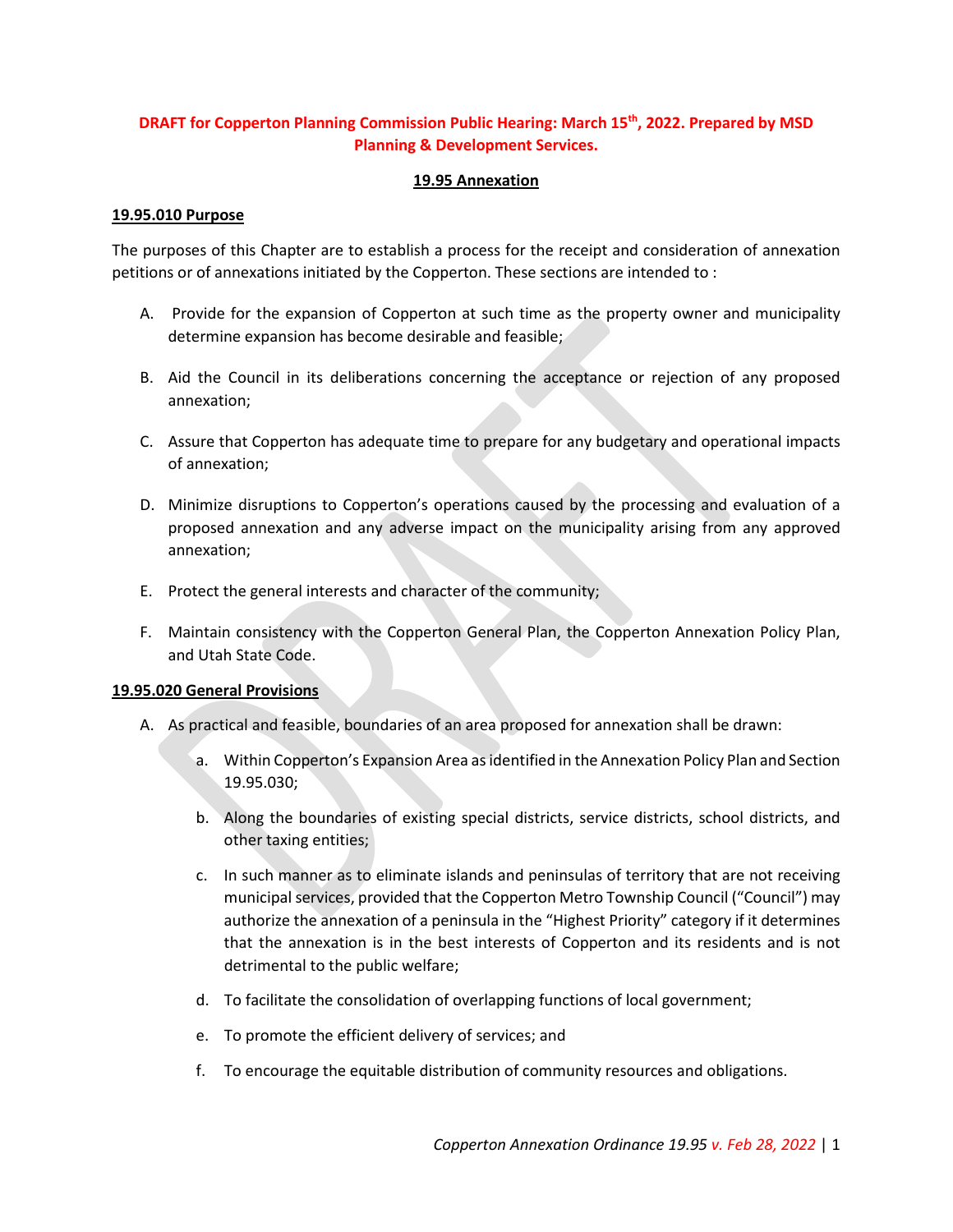**DRAFT for Copperton Planning Commission Public Hearing: March 15th, 2022. Prepared by MSD Planning & Development Services.**

# 19.95 Annexation

## 19.95.010 Purpose

The purposes of this Chapter are to establish a process for the receipt and consideration of annexation petitions or of annexations initiated by the Copperton. These sections are intended to :

A. Provide for the expansion of Copperton at such time as the property owner and municipality determine expansion has become desirable and feasible;

B. Aid the Council in its deliberations concerning the acceptance or rejection of any proposed annexation;

C. Assure that Copperton has adequate time to prepare for any budgetary and operational impacts of annexation;

D. Minimize disruptions to Copperton's operations caused by the processing and evaluation of a proposed annexation and any adverse impact on the municipality arising from any approved annexation;

E. Protect the general interests and character of the community;

F. Maintain consistency with the Copperton General Plan, the Copperton Annexation Policy Plan, and Utah State Code.

## 19.95.020 General Provisions

A. As practical and feasible, boundaries of an area proposed for annexation shall be drawn:

   a. Within Copperton's Expansion Area as identified in the Annexation Policy Plan and Section 19.95.030;

   b. Along the boundaries of existing special districts, service districts, school districts, and other taxing entities;

   c. In such manner as to eliminate islands and peninsulas of territory that are not receiving municipal services, provided that the Copperton Metro Township Council ("Council") may authorize the annexation of a peninsula in the "Highest Priority" category if it determines that the annexation is in the best interests of Copperton and its residents and is not detrimental to the public welfare;

   d. To facilitate the consolidation of overlapping functions of local government;

   e. To promote the efficient delivery of services; and

   f. To encourage the equitable distribution of community resources and obligations.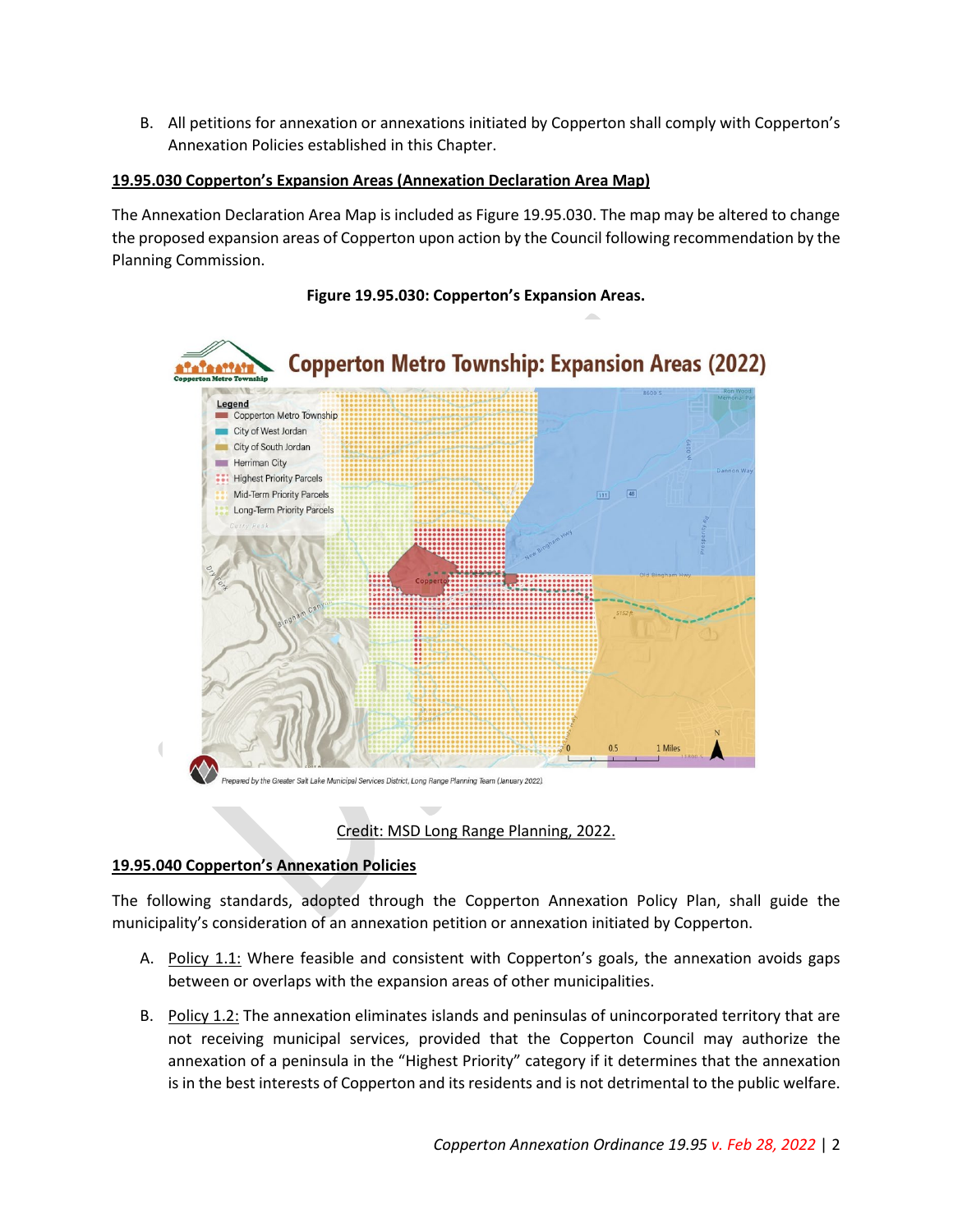B. All petitions for annexation or annexations initiated by Copperton shall comply with Copperton's Annexation Policies established in this Chapter.

**19.95.030 Copperton's Expansion Areas (Annexation Declaration Area Map)**

The Annexation Declaration Area Map is included as Figure 19.95.030. The map may be altered to change the proposed expansion areas of Copperton upon action by the Council following recommendation by the Planning Commission.

**Figure 19.95.030: Copperton's Expansion Areas.**

Credit: MSD Long Range Planning, 2022.

**19.95.040 Copperton's Annexation Policies**

The following standards, adopted through the Copperton Annexation Policy Plan, shall guide the municipality's consideration of an annexation petition or annexation initiated by Copperton.

A. Policy 1.1: Where feasible and consistent with Copperton's goals, the annexation avoids gaps between or overlaps with the expansion areas of other municipalities.

B. Policy 1.2: The annexation eliminates islands and peninsulas of unincorporated territory that are not receiving municipal services, provided that the Copperton Council may authorize the annexation of a peninsula in the "Highest Priority" category if it determines that the annexation is in the best interests of Copperton and its residents and is not detrimental to the public welfare.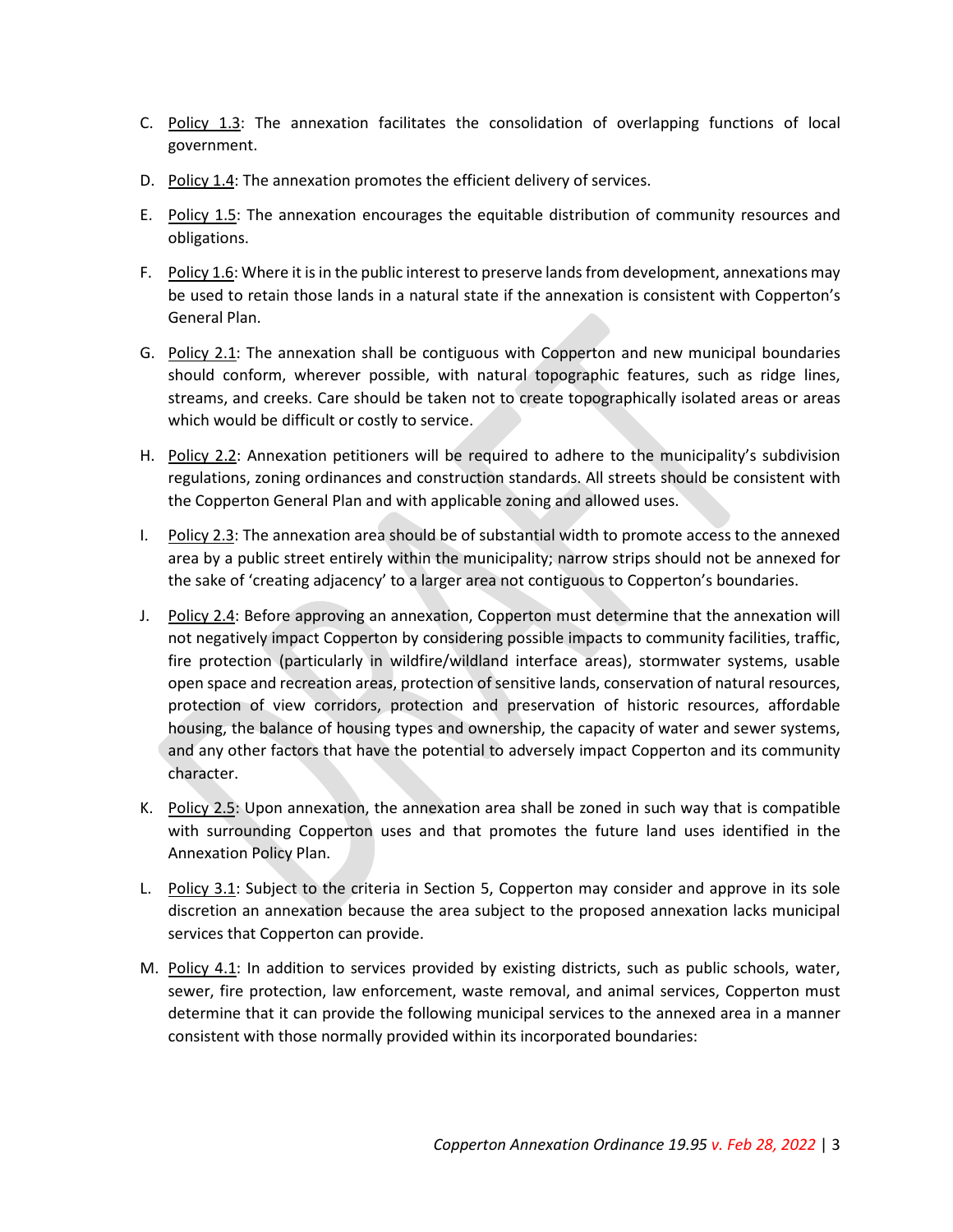C. Policy 1.3: The annexation facilitates the consolidation of overlapping functions of local government.

D. Policy 1.4: The annexation promotes the efficient delivery of services.

E. Policy 1.5: The annexation encourages the equitable distribution of community resources and obligations.

F. Policy 1.6: Where it is in the public interest to preserve lands from development, annexations may be used to retain those lands in a natural state if the annexation is consistent with Copperton's General Plan.

G. Policy 2.1: The annexation shall be contiguous with Copperton and new municipal boundaries should conform, wherever possible, with natural topographic features, such as ridge lines, streams, and creeks. Care should be taken not to create topographically isolated areas or areas which would be difficult or costly to service.

H. Policy 2.2: Annexation petitioners will be required to adhere to the municipality's subdivision regulations, zoning ordinances and construction standards. All streets should be consistent with the Copperton General Plan and with applicable zoning and allowed uses.

I. Policy 2.3: The annexation area should be of substantial width to promote access to the annexed area by a public street entirely within the municipality; narrow strips should not be annexed for the sake of 'creating adjacency' to a larger area not contiguous to Copperton's boundaries.

J. Policy 2.4: Before approving an annexation, Copperton must determine that the annexation will not negatively impact Copperton by considering possible impacts to community facilities, traffic, fire protection (particularly in wildfire/wildland interface areas), stormwater systems, usable open space and recreation areas, protection of sensitive lands, conservation of natural resources, protection of view corridors, protection and preservation of historic resources, affordable housing, the balance of housing types and ownership, the capacity of water and sewer systems, and any other factors that have the potential to adversely impact Copperton and its community character.

K. Policy 2.5: Upon annexation, the annexation area shall be zoned in such way that is compatible with surrounding Copperton uses and that promotes the future land uses identified in the Annexation Policy Plan.

L. Policy 3.1: Subject to the criteria in Section 5, Copperton may consider and approve in its sole discretion an annexation because the area subject to the proposed annexation lacks municipal services that Copperton can provide.

M. Policy 4.1: In addition to services provided by existing districts, such as public schools, water, sewer, fire protection, law enforcement, waste removal, and animal services, Copperton must determine that it can provide the following municipal services to the annexed area in a manner consistent with those normally provided within its incorporated boundaries: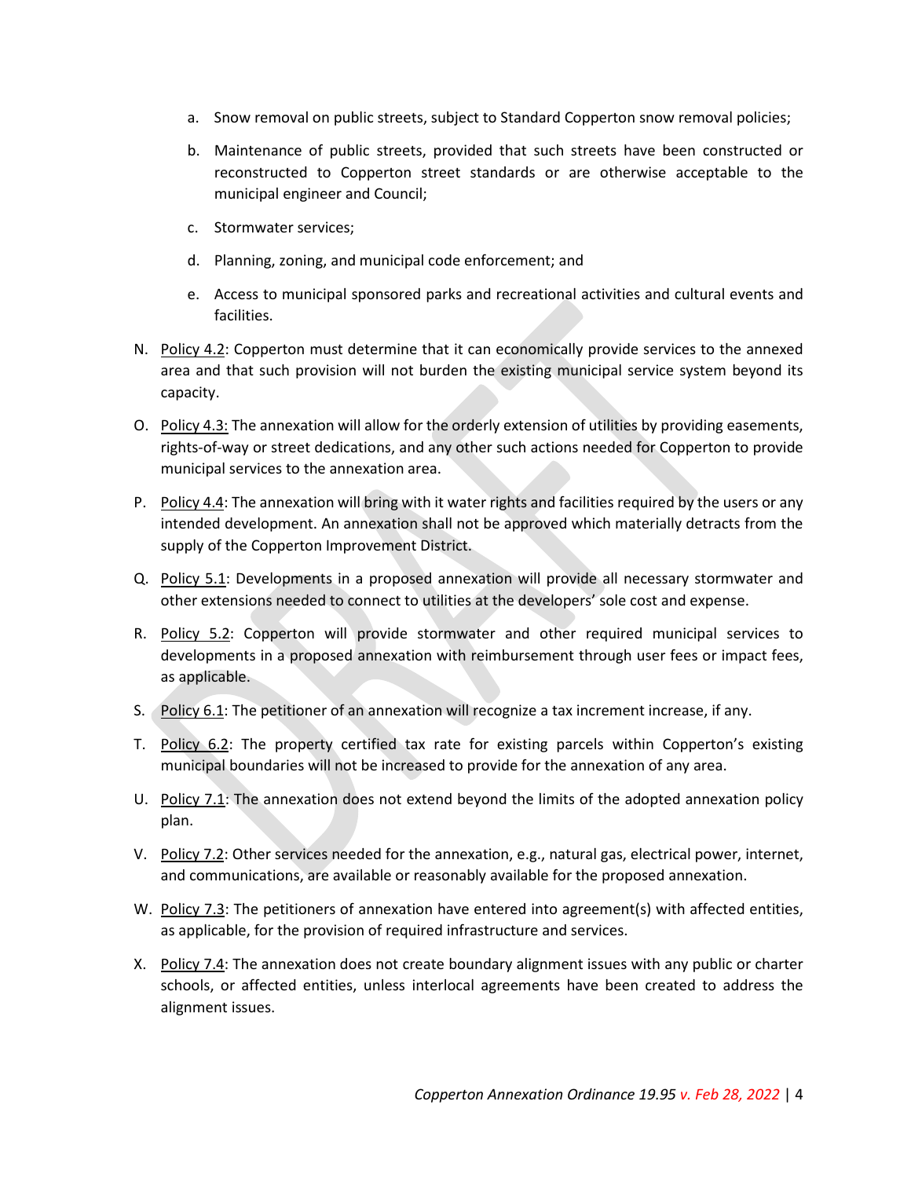a. Snow removal on public streets, subject to Standard Copperton snow removal policies;

b. Maintenance of public streets, provided that such streets have been constructed or reconstructed to Copperton street standards or are otherwise acceptable to the municipal engineer and Council;

c. Stormwater services;

d. Planning, zoning, and municipal code enforcement; and

e. Access to municipal sponsored parks and recreational activities and cultural events and facilities.

N. Policy 4.2: Copperton must determine that it can economically provide services to the annexed area and that such provision will not burden the existing municipal service system beyond its capacity.

O. Policy 4.3: The annexation will allow for the orderly extension of utilities by providing easements, rights-of-way or street dedications, and any other such actions needed for Copperton to provide municipal services to the annexation area.

P. Policy 4.4: The annexation will bring with it water rights and facilities required by the users or any intended development. An annexation shall not be approved which materially detracts from the supply of the Copperton Improvement District.

Q. Policy 5.1: Developments in a proposed annexation will provide all necessary stormwater and other extensions needed to connect to utilities at the developers' sole cost and expense.

R. Policy 5.2: Copperton will provide stormwater and other required municipal services to developments in a proposed annexation with reimbursement through user fees or impact fees, as applicable.

S. Policy 6.1: The petitioner of an annexation will recognize a tax increment increase, if any.

T. Policy 6.2: The property certified tax rate for existing parcels within Copperton's existing municipal boundaries will not be increased to provide for the annexation of any area.

U. Policy 7.1: The annexation does not extend beyond the limits of the adopted annexation policy plan.

V. Policy 7.2: Other services needed for the annexation, e.g., natural gas, electrical power, internet, and communications, are available or reasonably available for the proposed annexation.

W. Policy 7.3: The petitioners of annexation have entered into agreement(s) with affected entities, as applicable, for the provision of required infrastructure and services.

X. Policy 7.4: The annexation does not create boundary alignment issues with any public or charter schools, or affected entities, unless interlocal agreements have been created to address the alignment issues.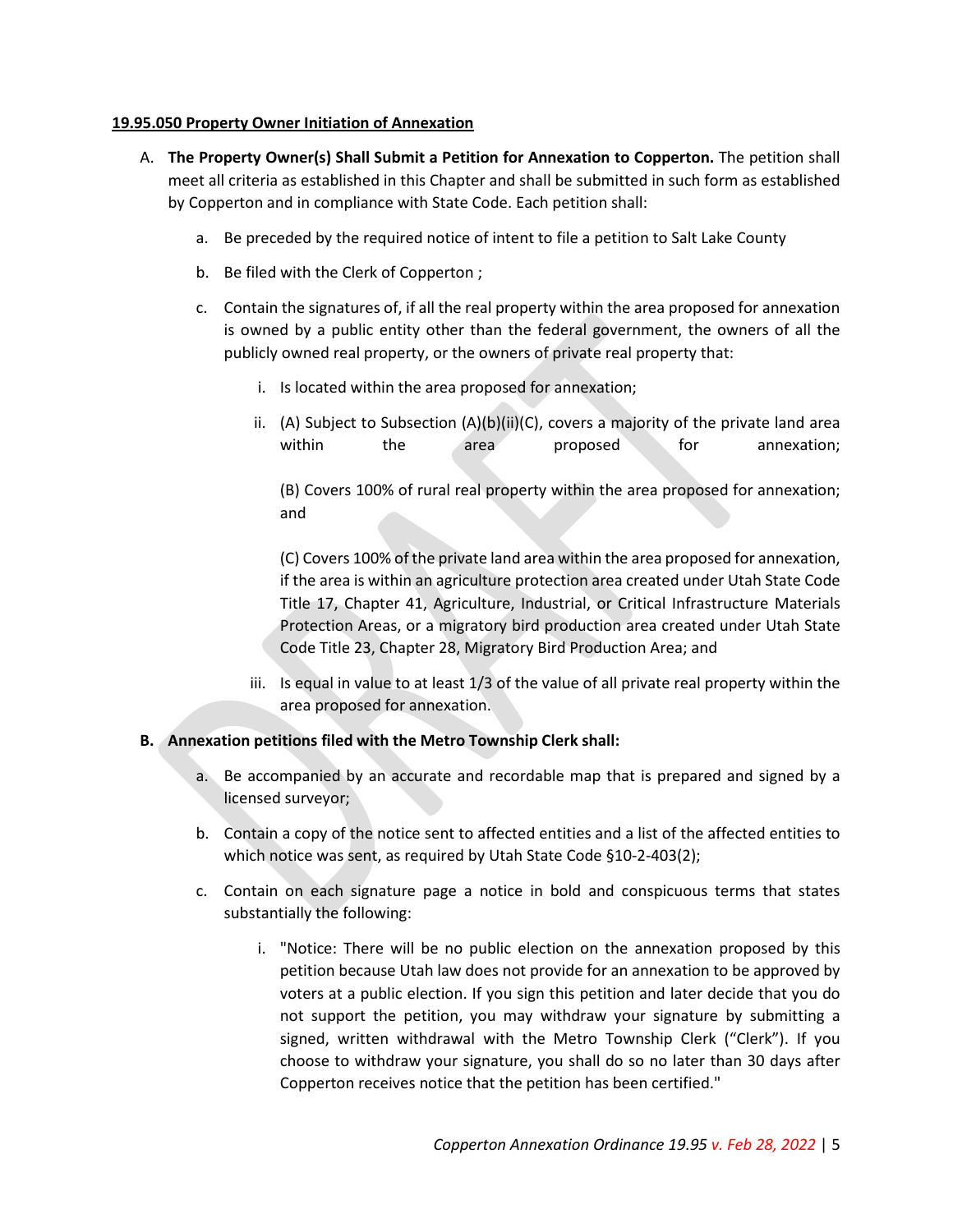**19.95.050 Property Owner Initiation of Annexation**

A. **The Property Owner(s) Shall Submit a Petition for Annexation to Copperton.** The petition shall meet all criteria as established in this Chapter and shall be submitted in such form as established by Copperton and in compliance with State Code. Each petition shall:

   a. Be preceded by the required notice of intent to file a petition to Salt Lake County

   b. Be filed with the Clerk of Copperton ;

   c. Contain the signatures of, if all the real property within the area proposed for annexation is owned by a public entity other than the federal government, the owners of all the publicly owned real property, or the owners of private real property that:

      i. Is located within the area proposed for annexation;

      ii. (A) Subject to Subsection (A)(b)(ii)(C), covers a majority of the private land area within the area proposed for annexation;

      (B) Covers 100% of rural real property within the area proposed for annexation; and

      (C) Covers 100% of the private land area within the area proposed for annexation, if the area is within an agriculture protection area created under Utah State Code Title 17, Chapter 41, Agriculture, Industrial, or Critical Infrastructure Materials Protection Areas, or a migratory bird production area created under Utah State Code Title 23, Chapter 28, Migratory Bird Production Area; and

      iii. Is equal in value to at least 1/3 of the value of all private real property within the area proposed for annexation.

B. **Annexation petitions filed with the Metro Township Clerk shall:**

   a. Be accompanied by an accurate and recordable map that is prepared and signed by a licensed surveyor;

   b. Contain a copy of the notice sent to affected entities and a list of the affected entities to which notice was sent, as required by Utah State Code §10-2-403(2);

   c. Contain on each signature page a notice in bold and conspicuous terms that states substantially the following:

      i. "Notice: There will be no public election on the annexation proposed by this petition because Utah law does not provide for an annexation to be approved by voters at a public election. If you sign this petition and later decide that you do not support the petition, you may withdraw your signature by submitting a signed, written withdrawal with the Metro Township Clerk ("Clerk"). If you choose to withdraw your signature, you shall do so no later than 30 days after Copperton receives notice that the petition has been certified."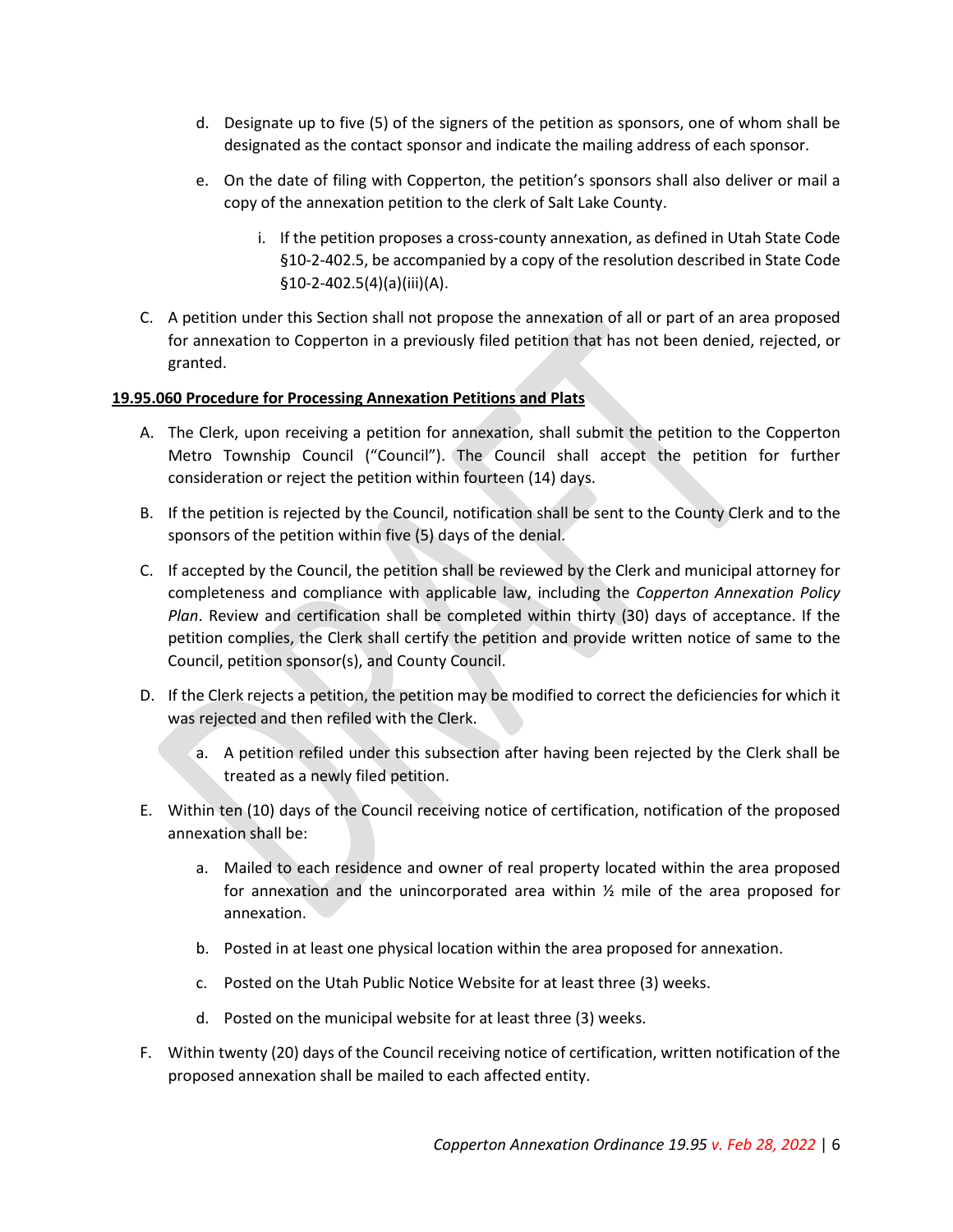d. Designate up to five (5) of the signers of the petition as sponsors, one of whom shall be designated as the contact sponsor and indicate the mailing address of each sponsor.

e. On the date of filing with Copperton, the petition's sponsors shall also deliver or mail a copy of the annexation petition to the clerk of Salt Lake County.

   i. If the petition proposes a cross-county annexation, as defined in Utah State Code §10-2-402.5, be accompanied by a copy of the resolution described in State Code §10-2-402.5(4)(a)(iii)(A).

C. A petition under this Section shall not propose the annexation of all or part of an area proposed for annexation to Copperton in a previously filed petition that has not been denied, rejected, or granted.

**19.95.060 Procedure for Processing Annexation Petitions and Plats**

A. The Clerk, upon receiving a petition for annexation, shall submit the petition to the Copperton Metro Township Council ("Council"). The Council shall accept the petition for further consideration or reject the petition within fourteen (14) days.

B. If the petition is rejected by the Council, notification shall be sent to the County Clerk and to the sponsors of the petition within five (5) days of the denial.

C. If accepted by the Council, the petition shall be reviewed by the Clerk and municipal attorney for completeness and compliance with applicable law, including the *Copperton Annexation Policy Plan*. Review and certification shall be completed within thirty (30) days of acceptance. If the petition complies, the Clerk shall certify the petition and provide written notice of same to the Council, petition sponsor(s), and County Council.

D. If the Clerk rejects a petition, the petition may be modified to correct the deficiencies for which it was rejected and then refiled with the Clerk.

   a. A petition refiled under this subsection after having been rejected by the Clerk shall be treated as a newly filed petition.

E. Within ten (10) days of the Council receiving notice of certification, notification of the proposed annexation shall be:

   a. Mailed to each residence and owner of real property located within the area proposed for annexation and the unincorporated area within ½ mile of the area proposed for annexation.

   b. Posted in at least one physical location within the area proposed for annexation.

   c. Posted on the Utah Public Notice Website for at least three (3) weeks.

   d. Posted on the municipal website for at least three (3) weeks.

F. Within twenty (20) days of the Council receiving notice of certification, written notification of the proposed annexation shall be mailed to each affected entity.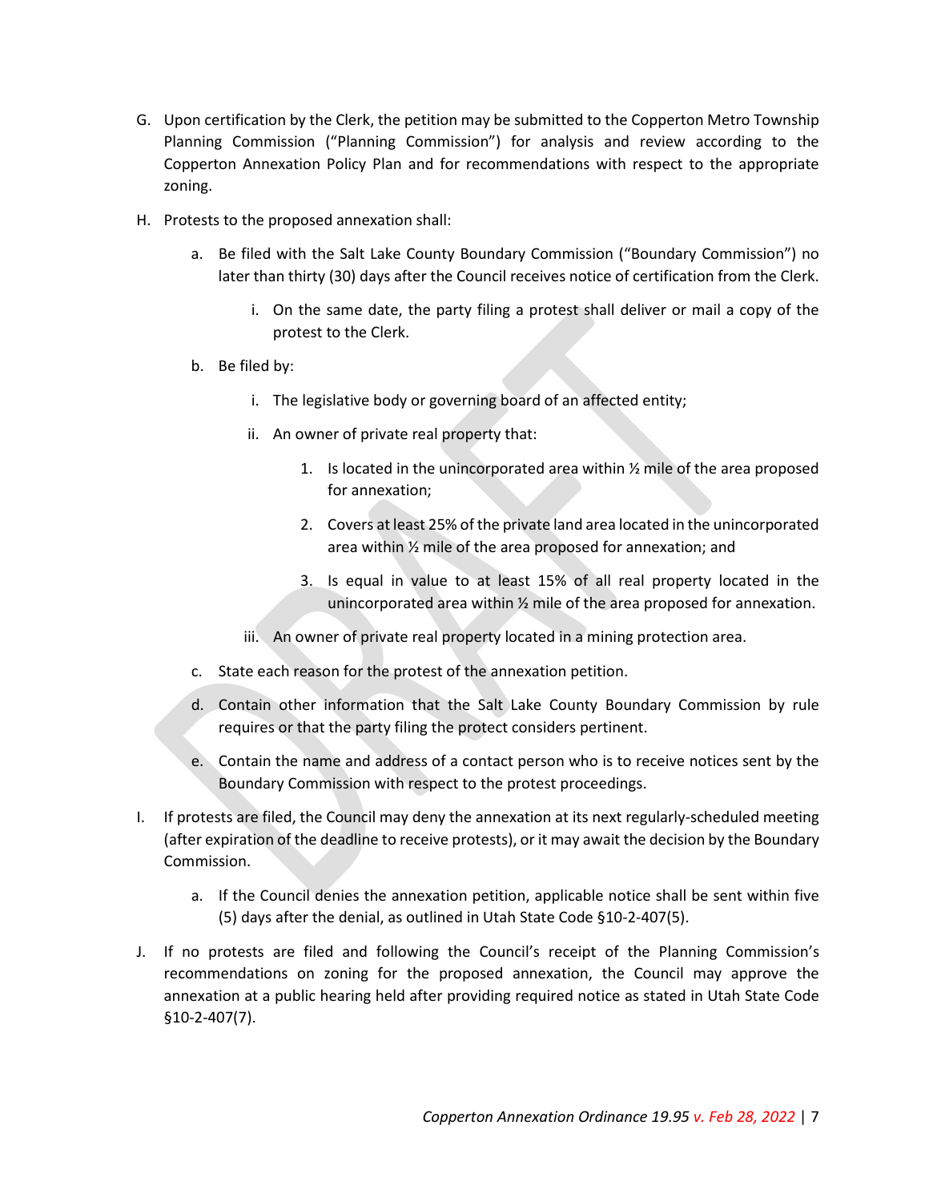G. Upon certification by the Clerk, the petition may be submitted to the Copperton Metro Township Planning Commission ("Planning Commission") for analysis and review according to the Copperton Annexation Policy Plan and for recommendations with respect to the appropriate zoning.

H. Protests to the proposed annexation shall:

   a. Be filed with the Salt Lake County Boundary Commission ("Boundary Commission") no later than thirty (30) days after the Council receives notice of certification from the Clerk.

      i. On the same date, the party filing a protest shall deliver or mail a copy of the protest to the Clerk.

   b. Be filed by:

      i. The legislative body or governing board of an affected entity;

      ii. An owner of private real property that:

         1. Is located in the unincorporated area within ½ mile of the area proposed for annexation;

         2. Covers at least 25% of the private land area located in the unincorporated area within ½ mile of the area proposed for annexation; and

         3. Is equal in value to at least 15% of all real property located in the unincorporated area within ½ mile of the area proposed for annexation.

      iii. An owner of private real property located in a mining protection area.

   c. State each reason for the protest of the annexation petition.

   d. Contain other information that the Salt Lake County Boundary Commission by rule requires or that the party filing the protect considers pertinent.

   e. Contain the name and address of a contact person who is to receive notices sent by the Boundary Commission with respect to the protest proceedings.

I. If protests are filed, the Council may deny the annexation at its next regularly-scheduled meeting (after expiration of the deadline to receive protests), or it may await the decision by the Boundary Commission.

   a. If the Council denies the annexation petition, applicable notice shall be sent within five (5) days after the denial, as outlined in Utah State Code §10-2-407(5).

J. If no protests are filed and following the Council's receipt of the Planning Commission's recommendations on zoning for the proposed annexation, the Council may approve the annexation at a public hearing held after providing required notice as stated in Utah State Code §10-2-407(7).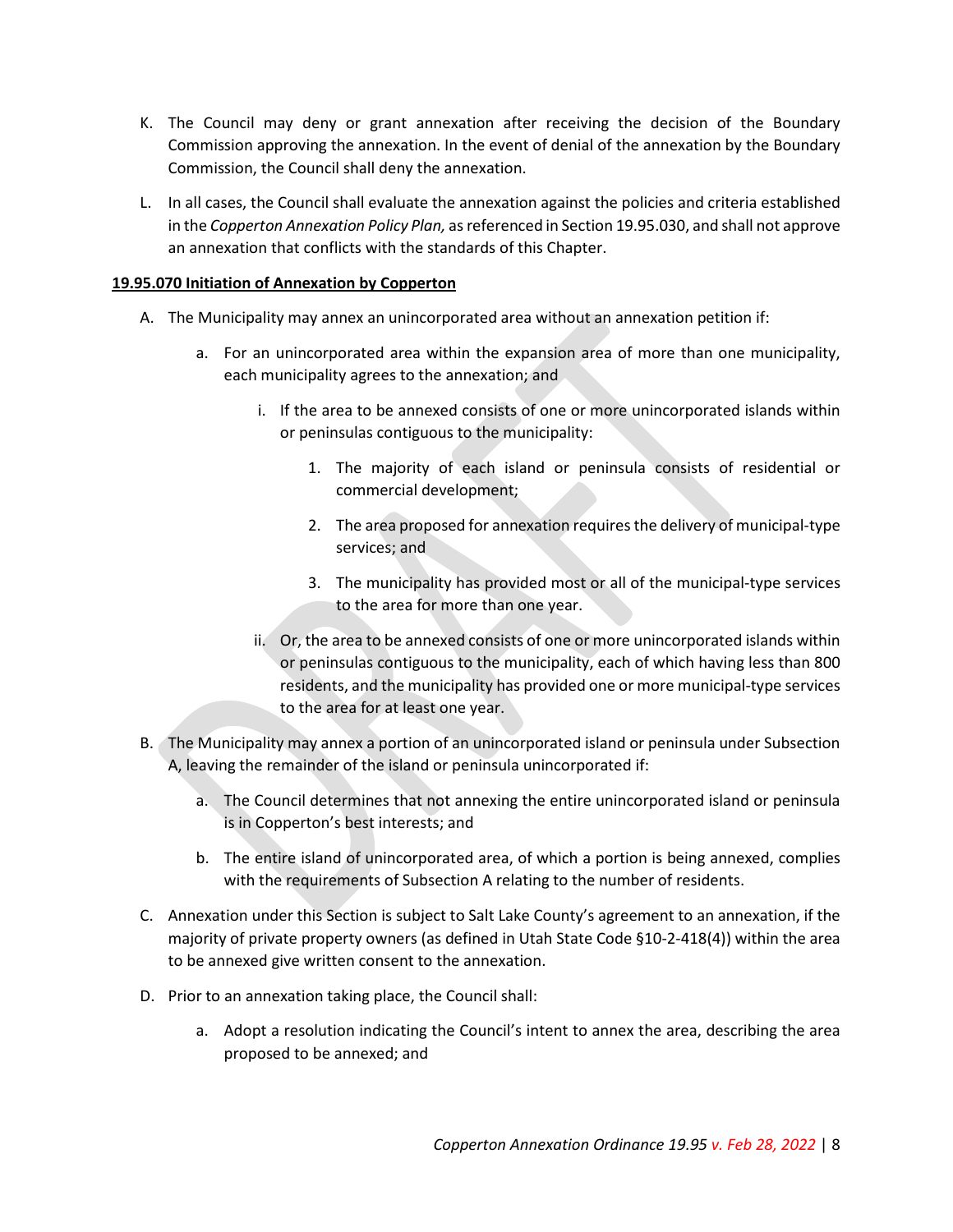K. The Council may deny or grant annexation after receiving the decision of the Boundary Commission approving the annexation. In the event of denial of the annexation by the Boundary Commission, the Council shall deny the annexation.

L. In all cases, the Council shall evaluate the annexation against the policies and criteria established in the *Copperton Annexation Policy Plan,* as referenced in Section 19.95.030, and shall not approve an annexation that conflicts with the standards of this Chapter.

**19.95.070 Initiation of Annexation by Copperton**

A. The Municipality may annex an unincorporated area without an annexation petition if:

   a. For an unincorporated area within the expansion area of more than one municipality, each municipality agrees to the annexation; and

      i. If the area to be annexed consists of one or more unincorporated islands within or peninsulas contiguous to the municipality:

         1. The majority of each island or peninsula consists of residential or commercial development;

         2. The area proposed for annexation requires the delivery of municipal-type services; and

         3. The municipality has provided most or all of the municipal-type services to the area for more than one year.

      ii. Or, the area to be annexed consists of one or more unincorporated islands within or peninsulas contiguous to the municipality, each of which having less than 800 residents, and the municipality has provided one or more municipal-type services to the area for at least one year.

B. The Municipality may annex a portion of an unincorporated island or peninsula under Subsection A, leaving the remainder of the island or peninsula unincorporated if:

   a. The Council determines that not annexing the entire unincorporated island or peninsula is in Copperton's best interests; and

   b. The entire island of unincorporated area, of which a portion is being annexed, complies with the requirements of Subsection A relating to the number of residents.

C. Annexation under this Section is subject to Salt Lake County's agreement to an annexation, if the majority of private property owners (as defined in Utah State Code §10-2-418(4)) within the area to be annexed give written consent to the annexation.

D. Prior to an annexation taking place, the Council shall:

   a. Adopt a resolution indicating the Council's intent to annex the area, describing the area proposed to be annexed; and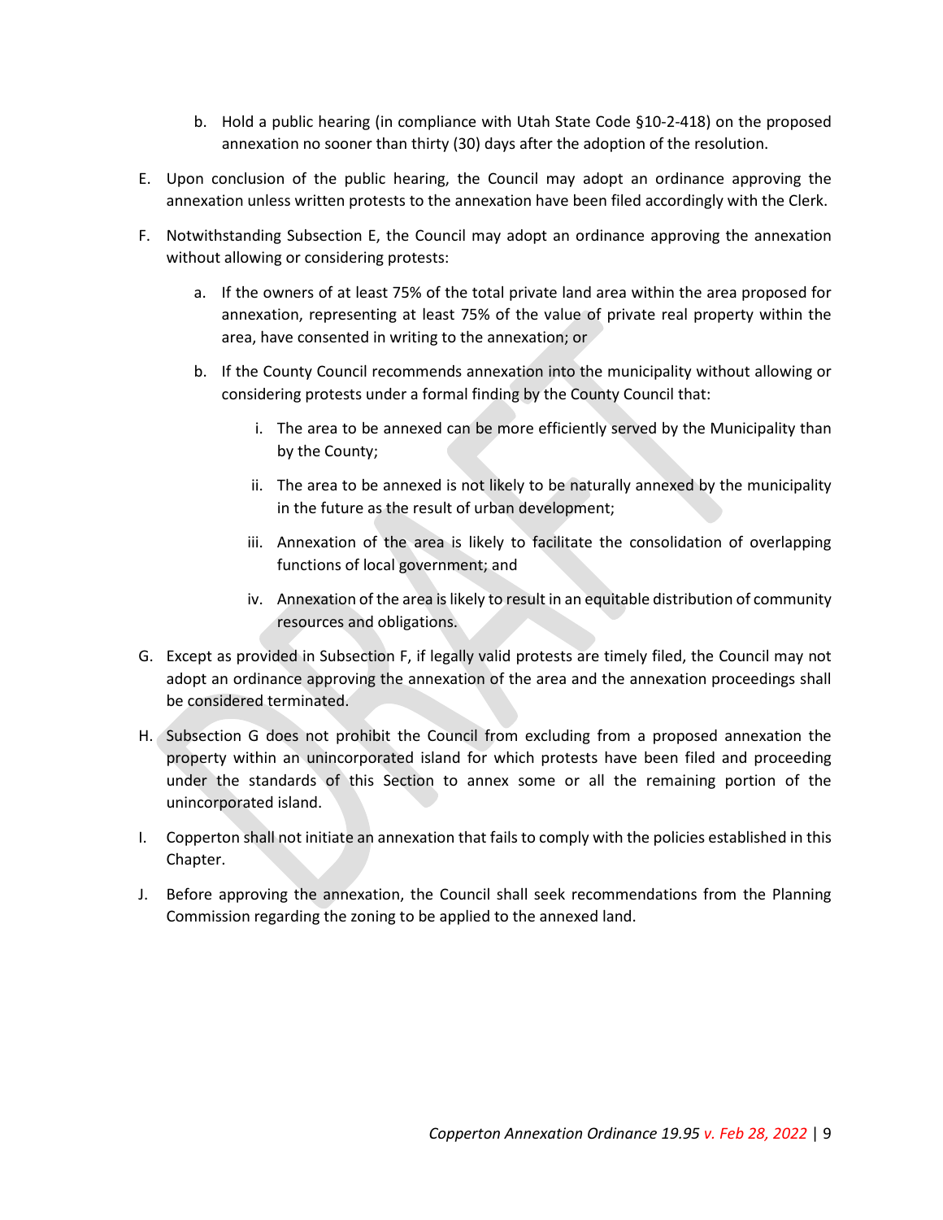b. Hold a public hearing (in compliance with Utah State Code §10-2-418) on the proposed annexation no sooner than thirty (30) days after the adoption of the resolution.

E. Upon conclusion of the public hearing, the Council may adopt an ordinance approving the annexation unless written protests to the annexation have been filed accordingly with the Clerk.

F. Notwithstanding Subsection E, the Council may adopt an ordinance approving the annexation without allowing or considering protests:

   a. If the owners of at least 75% of the total private land area within the area proposed for annexation, representing at least 75% of the value of private real property within the area, have consented in writing to the annexation; or

   b. If the County Council recommends annexation into the municipality without allowing or considering protests under a formal finding by the County Council that:

      i. The area to be annexed can be more efficiently served by the Municipality than by the County;

      ii. The area to be annexed is not likely to be naturally annexed by the municipality in the future as the result of urban development;

      iii. Annexation of the area is likely to facilitate the consolidation of overlapping functions of local government; and

      iv. Annexation of the area is likely to result in an equitable distribution of community resources and obligations.

G. Except as provided in Subsection F, if legally valid protests are timely filed, the Council may not adopt an ordinance approving the annexation of the area and the annexation proceedings shall be considered terminated.

H. Subsection G does not prohibit the Council from excluding from a proposed annexation the property within an unincorporated island for which protests have been filed and proceeding under the standards of this Section to annex some or all the remaining portion of the unincorporated island.

I. Copperton shall not initiate an annexation that fails to comply with the policies established in this Chapter.

J. Before approving the annexation, the Council shall seek recommendations from the Planning Commission regarding the zoning to be applied to the annexed land.